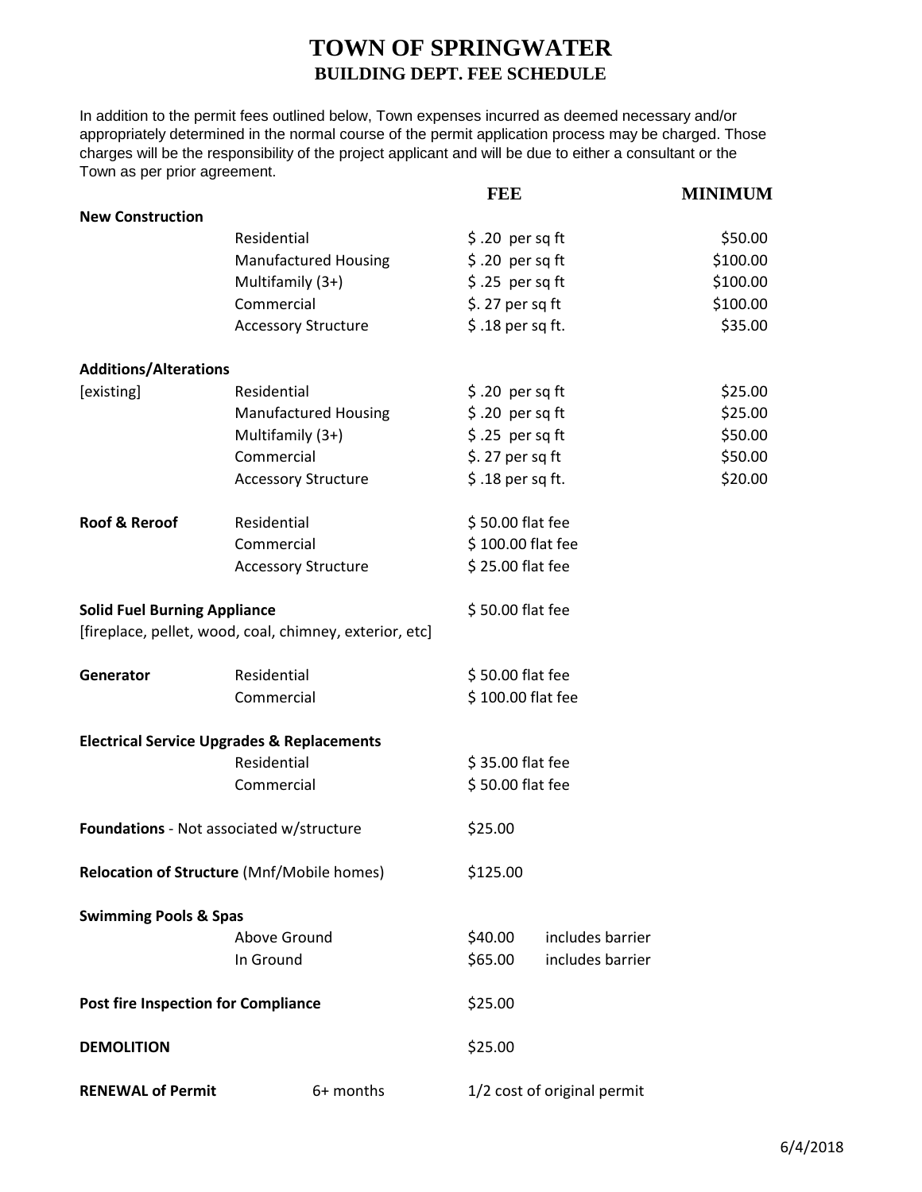# TOWN OF SPRINGWATER

## BUILDING DEPT. FEE SCHEDULE

In addition to the permit fees outlined below, Town expenses incurred as deemed necessary and/or appropriately determined in the normal course of the permit application process may be charged. Those charges will be the responsibility of the project applicant and will be due to either a consultant or the Town as per prior agreement.

| | | FEE | | MINIMUM |
|---|---|---|---|---|
| **New Construction** | | | | |
| | Residential | $ .20 per sq ft | | $50.00 |
| | Manufactured Housing | $ .20 per sq ft | | $100.00 |
| | Multifamily (3+) | $ .25 per sq ft | | $100.00 |
| | Commercial | $. 27 per sq ft | | $100.00 |
| | Accessory Structure | $ .18 per sq ft. | | $35.00 |
| **Additions/Alterations** | | | | |
| [existing] | Residential | $ .20 per sq ft | | $25.00 |
| | Manufactured Housing | $ .20 per sq ft | | $25.00 |
| | Multifamily (3+) | $ .25 per sq ft | | $50.00 |
| | Commercial | $. 27 per sq ft | | $50.00 |
| | Accessory Structure | $ .18 per sq ft. | | $20.00 |
| **Roof & Reroof** | Residential | $ 50.00 flat fee | | |
| | Commercial | $ 100.00 flat fee | | |
| | Accessory Structure | $ 25.00 flat fee | | |
| **Solid Fuel Burning Appliance** [fireplace, pellet, wood, coal, chimney, exterior, etc] | | $ 50.00 flat fee | | |
| **Generator** | Residential | $ 50.00 flat fee | | |
| | Commercial | $ 100.00 flat fee | | |
| **Electrical Service Upgrades & Replacements** | | | | |
| | Residential | $ 35.00 flat fee | | |
| | Commercial | $ 50.00 flat fee | | |
| **Foundations** - Not associated w/structure | | $25.00 | | |
| **Relocation of Structure** (Mnf/Mobile homes) | | $125.00 | | |
| **Swimming Pools & Spas** | | | | |
| | Above Ground | $40.00 | includes barrier | |
| | In Ground | $65.00 | includes barrier | |
| **Post fire Inspection for Compliance** | | $25.00 | | |
| **DEMOLITION** | | $25.00 | | |
| **RENEWAL of Permit** | 6+ months | 1/2 cost of original permit | | |

6/4/2018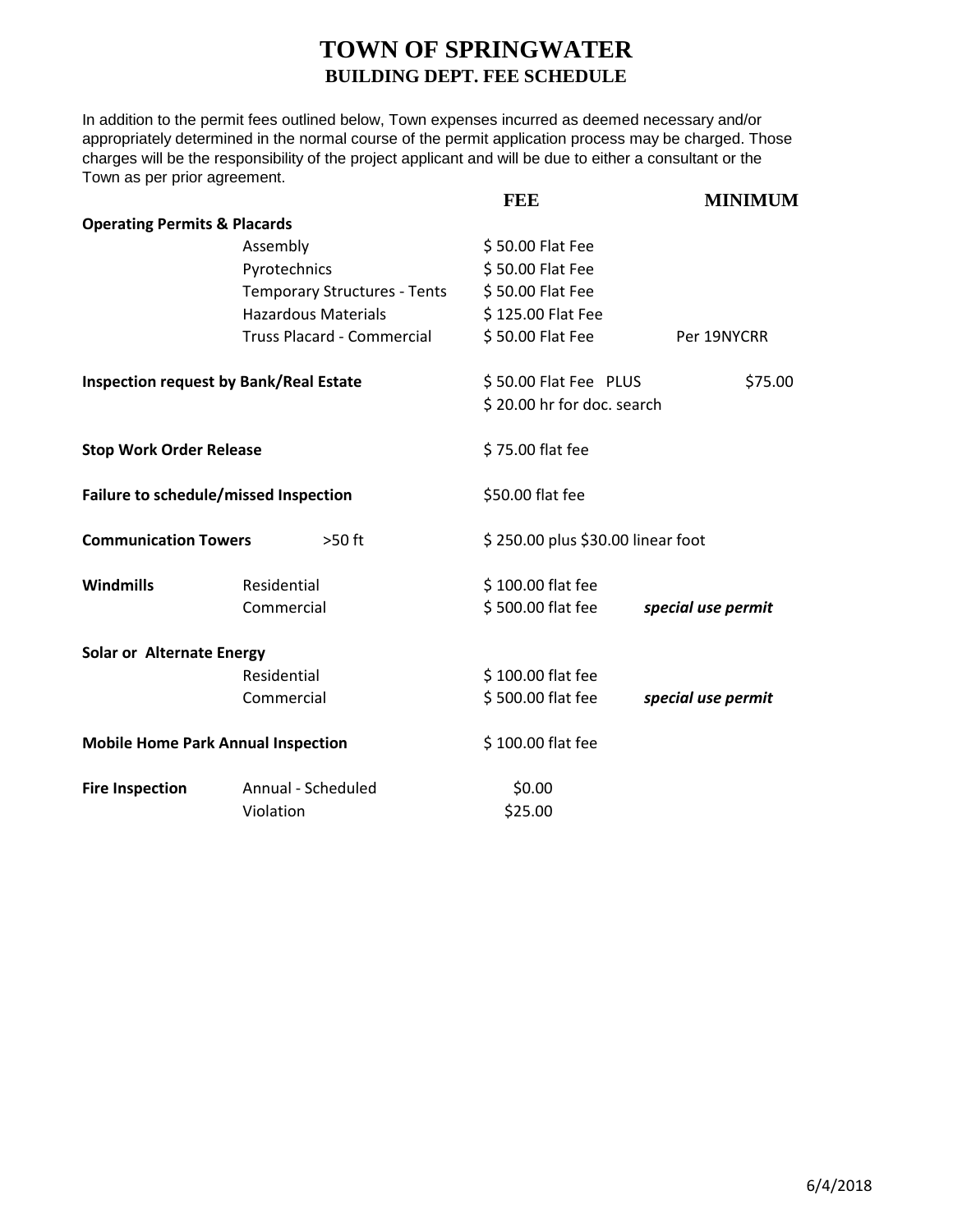# TOWN OF SPRINGWATER

## BUILDING DEPT. FEE SCHEDULE

In addition to the permit fees outlined below, Town expenses incurred as deemed necessary and/or appropriately determined in the normal course of the permit application process may be charged. Those charges will be the responsibility of the project applicant and will be due to either a consultant or the Town as per prior agreement.

| | | FEE | MINIMUM |
|---|---|---|---|
| **Operating Permits & Placards** | | | |
| | Assembly | $ 50.00 Flat Fee | |
| | Pyrotechnics | $ 50.00 Flat Fee | |
| | Temporary Structures - Tents | $ 50.00 Flat Fee | |
| | Hazardous Materials | $ 125.00 Flat Fee | |
| | Truss Placard - Commercial | $ 50.00 Flat Fee | Per 19NYCRR |
| **Inspection request by Bank/Real Estate** | | $ 50.00 Flat Fee PLUS | $75.00 |
| | | $ 20.00 hr for doc. search | |
| **Stop Work Order Release** | | $ 75.00 flat fee | |
| **Failure to schedule/missed Inspection** | | $50.00 flat fee | |
| **Communication Towers** | >50 ft | $ 250.00 plus $30.00 linear foot | |
| **Windmills** | Residential | $ 100.00 flat fee | |
| | Commercial | $ 500.00 flat fee | ***special use permit*** |
| **Solar or Alternate Energy** | | | |
| | Residential | $ 100.00 flat fee | |
| | Commercial | $ 500.00 flat fee | ***special use permit*** |
| **Mobile Home Park Annual Inspection** | | $ 100.00 flat fee | |
| **Fire Inspection** | Annual - Scheduled | $0.00 | |
| | Violation | $25.00 | |

6/4/2018